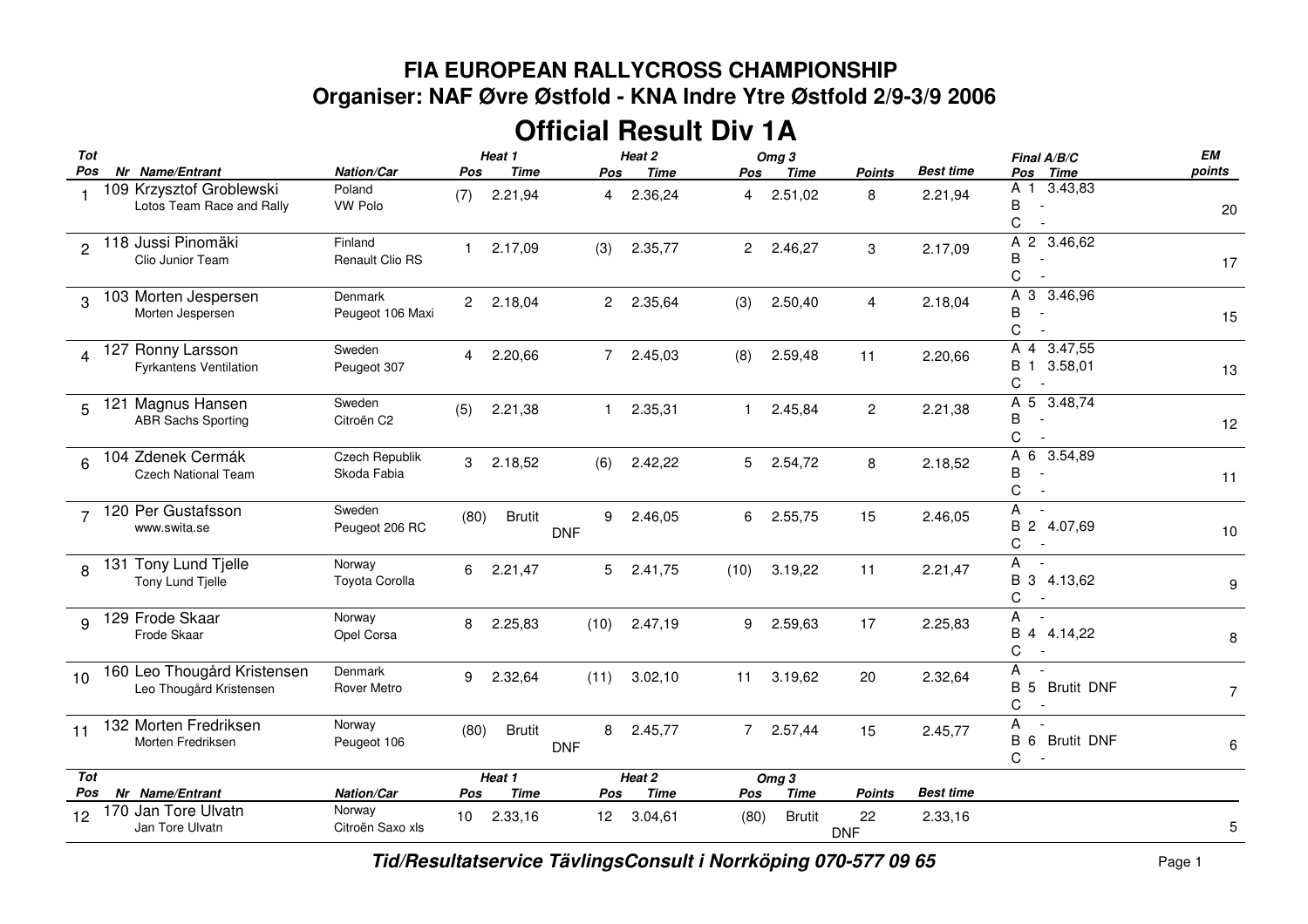**FIA EUROPEAN RALLYCROSS CHAMPIONSHIP**

**Organiser: NAF Øvre Østfold - KNA Indre Ytre Østfold 2/9-3/9 2006**

# Official Result Div 1A

| Tot Pos | Nr | Name/Entrant | Nation/Car | Heat 1 Pos | Heat 1 Time | Heat 2 Pos | Heat 2 Time | Omg 3 Pos | Omg 3 Time | Points | Best time | Final A/B/C Pos Time | EM points |
|---|---|---|---|---|---|---|---|---|---|---|---|---|---|
| 1 | 109 | Krzysztof Groblewski<br>Lotos Team Race and Rally | Poland<br>VW Polo | (7) | 2.21,94 | 4 | 2.36,24 | 4 | 2.51,02 | 8 | 2.21,94 | A 1 3.43,83<br>B -<br>C - | 20 |
| 2 | 118 | Jussi Pinomäki<br>Clio Junior Team | Finland<br>Renault Clio RS | 1 | 2.17,09 | (3) | 2.35,77 | 2 | 2.46,27 | 3 | 2.17,09 | A 2 3.46,62<br>B -<br>C - | 17 |
| 3 | 103 | Morten Jespersen<br>Morten Jespersen | Denmark<br>Peugeot 106 Maxi | 2 | 2.18,04 | 2 | 2.35,64 | (3) | 2.50,40 | 4 | 2.18,04 | A 3 3.46,96<br>B -<br>C - | 15 |
| 4 | 127 | Ronny Larsson<br>Fyrkantens Ventilation | Sweden<br>Peugeot 307 | 4 | 2.20,66 | 7 | 2.45,03 | (8) | 2.59,48 | 11 | 2.20,66 | A 4 3.47,55<br>B 1 3.58,01<br>C - | 13 |
| 5 | 121 | Magnus Hansen<br>ABR Sachs Sporting | Sweden<br>Citroën C2 | (5) | 2.21,38 | 1 | 2.35,31 | 1 | 2.45,84 | 2 | 2.21,38 | A 5 3.48,74<br>B -<br>C - | 12 |
| 6 | 104 | Zdenek Cermák<br>Czech National Team | Czech Republik<br>Skoda Fabia | 3 | 2.18,52 | (6) | 2.42,22 | 5 | 2.54,72 | 8 | 2.18,52 | A 6 3.54,89<br>B -<br>C - | 11 |
| 7 | 120 | Per Gustafsson<br>www.swita.se | Sweden<br>Peugeot 206 RC | (80) | Brutit DNF | 9 | 2.46,05 | 6 | 2.55,75 | 15 | 2.46,05 | A -<br>B 2 4.07,69<br>C - | 10 |
| 8 | 131 | Tony Lund Tjelle<br>Tony Lund Tjelle | Norway<br>Toyota Corolla | 6 | 2.21,47 | 5 | 2.41,75 | (10) | 3.19,22 | 11 | 2.21,47 | A -<br>B 3 4.13,62<br>C - | 9 |
| 9 | 129 | Frode Skaar<br>Frode Skaar | Norway<br>Opel Corsa | 8 | 2.25,83 | (10) | 2.47,19 | 9 | 2.59,63 | 17 | 2.25,83 | A -<br>B 4 4.14,22<br>C - | 8 |
| 10 | 160 | Leo Thougård Kristensen<br>Leo Thougård Kristensen | Denmark<br>Rover Metro | 9 | 2.32,64 | (11) | 3.02,10 | 11 | 3.19,62 | 20 | 2.32,64 | A -<br>B 5 Brutit DNF<br>C - | 7 |
| 11 | 132 | Morten Fredriksen<br>Morten Fredriksen | Norway<br>Peugeot 106 | (80) | Brutit DNF | 8 | 2.45,77 | 7 | 2.57,44 | 15 | 2.45,77 | A -<br>B 6 Brutit DNF<br>C - | 6 |
| 12 | 170 | Jan Tore Ulvatn<br>Jan Tore Ulvatn | Norway<br>Citroën Saxo xls | 10 | 2.33,16 | 12 | 3.04,61 | (80) | Brutit DNF | 22 | 2.33,16 | | 5 |

**Tid/Resultatservice TävlingsConsult i Norrköping 070-577 09 65**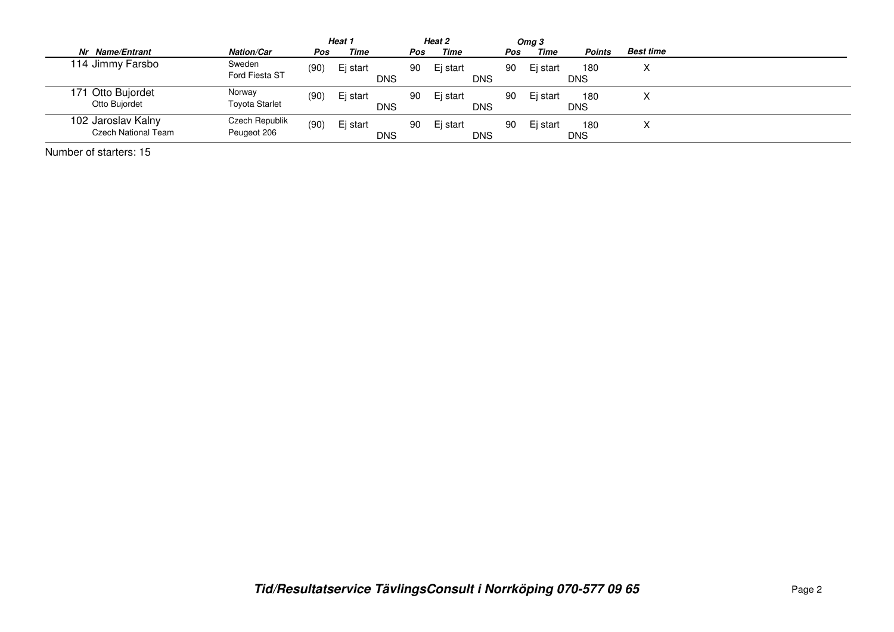| | | Heat 1 | | | Heat 2 | | | Omg 3 | | | |
|---|---|---|---|---|---|---|---|---|---|---|---|
| Nr Name/Entrant | Nation/Car | Pos | Time | | Pos | Time | | Pos | Time | Points | Best time |
| 114 Jimmy Farsbo | Sweden<br>Ford Fiesta ST | (90) | Ej start | DNS | 90 | Ej start | DNS | 90 | Ej start | 180<br>DNS | X |
| 171 Otto Bujordet<br>Otto Bujordet | Norway<br>Toyota Starlet | (90) | Ej start | DNS | 90 | Ej start | DNS | 90 | Ej start | 180<br>DNS | X |
| 102 Jaroslav Kalny<br>Czech National Team | Czech Republik<br>Peugeot 206 | (90) | Ej start | DNS | 90 | Ej start | DNS | 90 | Ej start | 180<br>DNS | X |

Number of starters: 15

***Tid/Resultatservice TävlingsConsult i Norrköping 070-577 09 65***